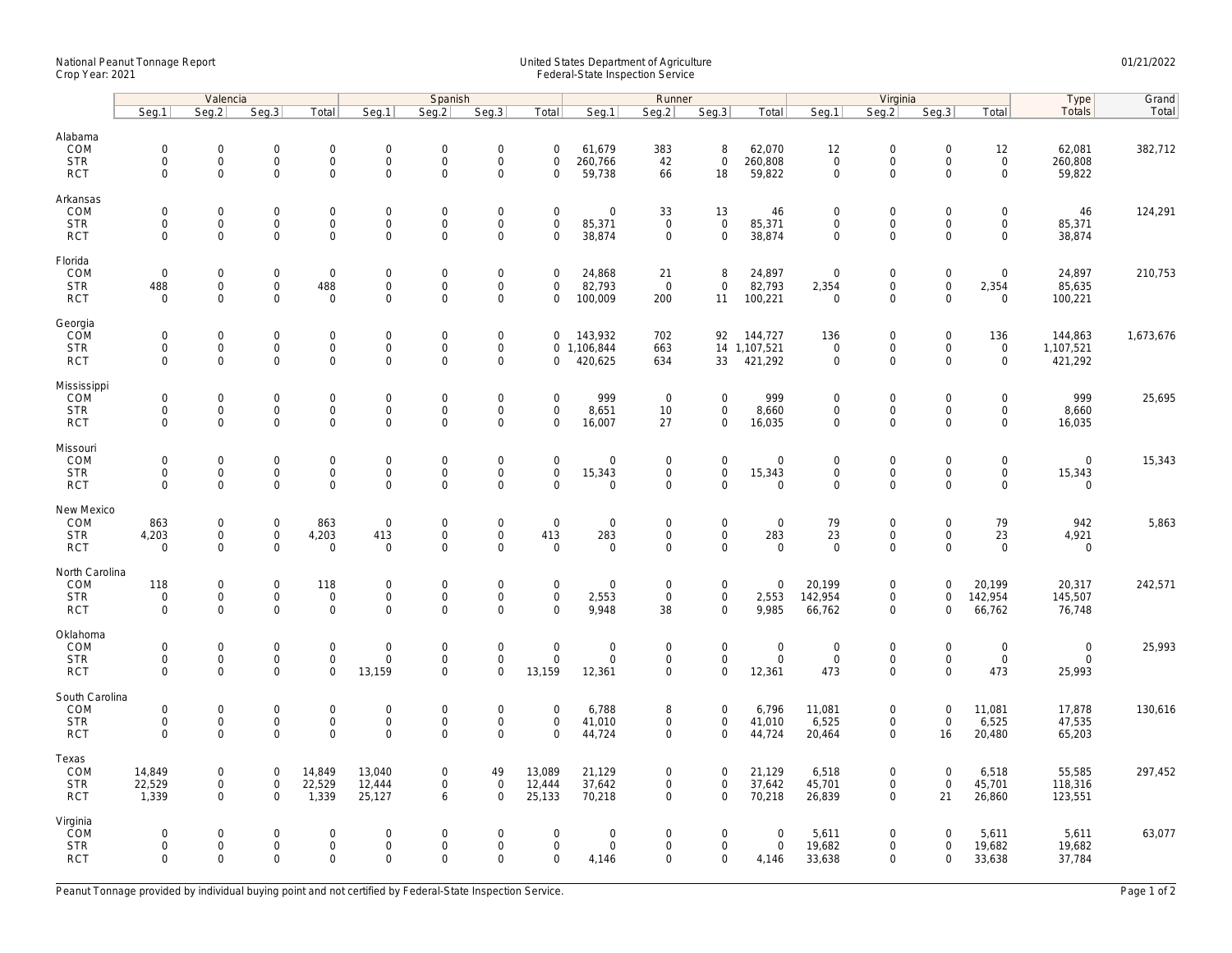National Peanut Tonnage Report
Crop Year: 2021

United States Department of Agriculture
Federal-State Inspection Service

01/21/2022

| | Valencia | | | | Spanish | | | | Runner | | | | Virginia | | | | Type | Grand |
|---|---|---|---|---|---|---|---|---|---|---|---|---|---|---|---|---|---|---|
| | Seg.1 | Seg.2 | Seg.3 | Total | Seg.1 | Seg.2 | Seg.3 | Total | Seg.1 | Seg.2 | Seg.3 | Total | Seg.1 | Seg.2 | Seg.3 | Total | Totals | Total |
| **Alabama** | | | | | | | | | | | | | | | | | | |
| COM | 0 | 0 | 0 | 0 | 0 | 0 | 0 | 0 | 61,679 | 383 | 8 | 62,070 | 12 | 0 | 0 | 12 | 62,081 | 382,712 |
| STR | 0 | 0 | 0 | 0 | 0 | 0 | 0 | 0 | 260,766 | 42 | 0 | 260,808 | 0 | 0 | 0 | 0 | 260,808 | |
| RCT | 0 | 0 | 0 | 0 | 0 | 0 | 0 | 0 | 59,738 | 66 | 18 | 59,822 | 0 | 0 | 0 | 0 | 59,822 | |
| **Arkansas** | | | | | | | | | | | | | | | | | | |
| COM | 0 | 0 | 0 | 0 | 0 | 0 | 0 | 0 | 0 | 33 | 13 | 46 | 0 | 0 | 0 | 0 | 46 | 124,291 |
| STR | 0 | 0 | 0 | 0 | 0 | 0 | 0 | 0 | 85,371 | 0 | 0 | 85,371 | 0 | 0 | 0 | 0 | 85,371 | |
| RCT | 0 | 0 | 0 | 0 | 0 | 0 | 0 | 0 | 38,874 | 0 | 0 | 38,874 | 0 | 0 | 0 | 0 | 38,874 | |
| **Florida** | | | | | | | | | | | | | | | | | | |
| COM | 0 | 0 | 0 | 0 | 0 | 0 | 0 | 0 | 24,868 | 21 | 8 | 24,897 | 0 | 0 | 0 | 0 | 24,897 | 210,753 |
| STR | 488 | 0 | 0 | 488 | 0 | 0 | 0 | 0 | 82,793 | 0 | 0 | 82,793 | 2,354 | 0 | 0 | 2,354 | 85,635 | |
| RCT | 0 | 0 | 0 | 0 | 0 | 0 | 0 | 0 | 100,009 | 200 | 11 | 100,221 | 0 | 0 | 0 | 0 | 100,221 | |
| **Georgia** | | | | | | | | | | | | | | | | | | |
| COM | 0 | 0 | 0 | 0 | 0 | 0 | 0 | 0 | 143,932 | 702 | 92 | 144,727 | 136 | 0 | 0 | 136 | 144,863 | 1,673,676 |
| STR | 0 | 0 | 0 | 0 | 0 | 0 | 0 | 0 | 1,106,844 | 663 | 14 | 1,107,521 | 0 | 0 | 0 | 0 | 1,107,521 | |
| RCT | 0 | 0 | 0 | 0 | 0 | 0 | 0 | 0 | 420,625 | 634 | 33 | 421,292 | 0 | 0 | 0 | 0 | 421,292 | |
| **Mississippi** | | | | | | | | | | | | | | | | | | |
| COM | 0 | 0 | 0 | 0 | 0 | 0 | 0 | 0 | 999 | 0 | 0 | 999 | 0 | 0 | 0 | 0 | 999 | 25,695 |
| STR | 0 | 0 | 0 | 0 | 0 | 0 | 0 | 0 | 8,651 | 10 | 0 | 8,660 | 0 | 0 | 0 | 0 | 8,660 | |
| RCT | 0 | 0 | 0 | 0 | 0 | 0 | 0 | 0 | 16,007 | 27 | 0 | 16,035 | 0 | 0 | 0 | 0 | 16,035 | |
| **Missouri** | | | | | | | | | | | | | | | | | | |
| COM | 0 | 0 | 0 | 0 | 0 | 0 | 0 | 0 | 0 | 0 | 0 | 0 | 0 | 0 | 0 | 0 | 0 | 15,343 |
| STR | 0 | 0 | 0 | 0 | 0 | 0 | 0 | 0 | 15,343 | 0 | 0 | 15,343 | 0 | 0 | 0 | 0 | 15,343 | |
| RCT | 0 | 0 | 0 | 0 | 0 | 0 | 0 | 0 | 0 | 0 | 0 | 0 | 0 | 0 | 0 | 0 | 0 | |
| **New Mexico** | | | | | | | | | | | | | | | | | | |
| COM | 863 | 0 | 0 | 863 | 0 | 0 | 0 | 0 | 0 | 0 | 0 | 0 | 79 | 0 | 0 | 79 | 942 | 5,863 |
| STR | 4,203 | 0 | 0 | 4,203 | 413 | 0 | 0 | 413 | 283 | 0 | 0 | 283 | 23 | 0 | 0 | 23 | 4,921 | |
| RCT | 0 | 0 | 0 | 0 | 0 | 0 | 0 | 0 | 0 | 0 | 0 | 0 | 0 | 0 | 0 | 0 | 0 | |
| **North Carolina** | | | | | | | | | | | | | | | | | | |
| COM | 118 | 0 | 0 | 118 | 0 | 0 | 0 | 0 | 0 | 0 | 0 | 0 | 20,199 | 0 | 0 | 20,199 | 20,317 | 242,571 |
| STR | 0 | 0 | 0 | 0 | 0 | 0 | 0 | 0 | 2,553 | 0 | 0 | 2,553 | 142,954 | 0 | 0 | 142,954 | 145,507 | |
| RCT | 0 | 0 | 0 | 0 | 0 | 0 | 0 | 0 | 9,948 | 38 | 0 | 9,985 | 66,762 | 0 | 0 | 66,762 | 76,748 | |
| **Oklahoma** | | | | | | | | | | | | | | | | | | |
| COM | 0 | 0 | 0 | 0 | 0 | 0 | 0 | 0 | 0 | 0 | 0 | 0 | 0 | 0 | 0 | 0 | 0 | 25,993 |
| STR | 0 | 0 | 0 | 0 | 0 | 0 | 0 | 0 | 0 | 0 | 0 | 0 | 0 | 0 | 0 | 0 | 0 | |
| RCT | 0 | 0 | 0 | 0 | 13,159 | 0 | 0 | 13,159 | 12,361 | 0 | 0 | 12,361 | 473 | 0 | 0 | 473 | 25,993 | |
| **South Carolina** | | | | | | | | | | | | | | | | | | |
| COM | 0 | 0 | 0 | 0 | 0 | 0 | 0 | 0 | 6,788 | 8 | 0 | 6,796 | 11,081 | 0 | 0 | 11,081 | 17,878 | 130,616 |
| STR | 0 | 0 | 0 | 0 | 0 | 0 | 0 | 0 | 41,010 | 0 | 0 | 41,010 | 6,525 | 0 | 0 | 6,525 | 47,535 | |
| RCT | 0 | 0 | 0 | 0 | 0 | 0 | 0 | 0 | 44,724 | 0 | 0 | 44,724 | 20,464 | 0 | 16 | 20,480 | 65,203 | |
| **Texas** | | | | | | | | | | | | | | | | | | |
| COM | 14,849 | 0 | 0 | 14,849 | 13,040 | 0 | 49 | 13,089 | 21,129 | 0 | 0 | 21,129 | 6,518 | 0 | 0 | 6,518 | 55,585 | 297,452 |
| STR | 22,529 | 0 | 0 | 22,529 | 12,444 | 0 | 0 | 12,444 | 37,642 | 0 | 0 | 37,642 | 45,701 | 0 | 0 | 45,701 | 118,316 | |
| RCT | 1,339 | 0 | 0 | 1,339 | 25,127 | 6 | 0 | 25,133 | 70,218 | 0 | 0 | 70,218 | 26,839 | 0 | 21 | 26,860 | 123,551 | |
| **Virginia** | | | | | | | | | | | | | | | | | | |
| COM | 0 | 0 | 0 | 0 | 0 | 0 | 0 | 0 | 0 | 0 | 0 | 0 | 5,611 | 0 | 0 | 5,611 | 5,611 | 63,077 |
| STR | 0 | 0 | 0 | 0 | 0 | 0 | 0 | 0 | 0 | 0 | 0 | 0 | 19,682 | 0 | 0 | 19,682 | 19,682 | |
| RCT | 0 | 0 | 0 | 0 | 0 | 0 | 0 | 0 | 4,146 | 0 | 0 | 4,146 | 33,638 | 0 | 0 | 33,638 | 37,784 | |

Peanut Tonnage provided by individual buying point and not certified by Federal-State Inspection Service.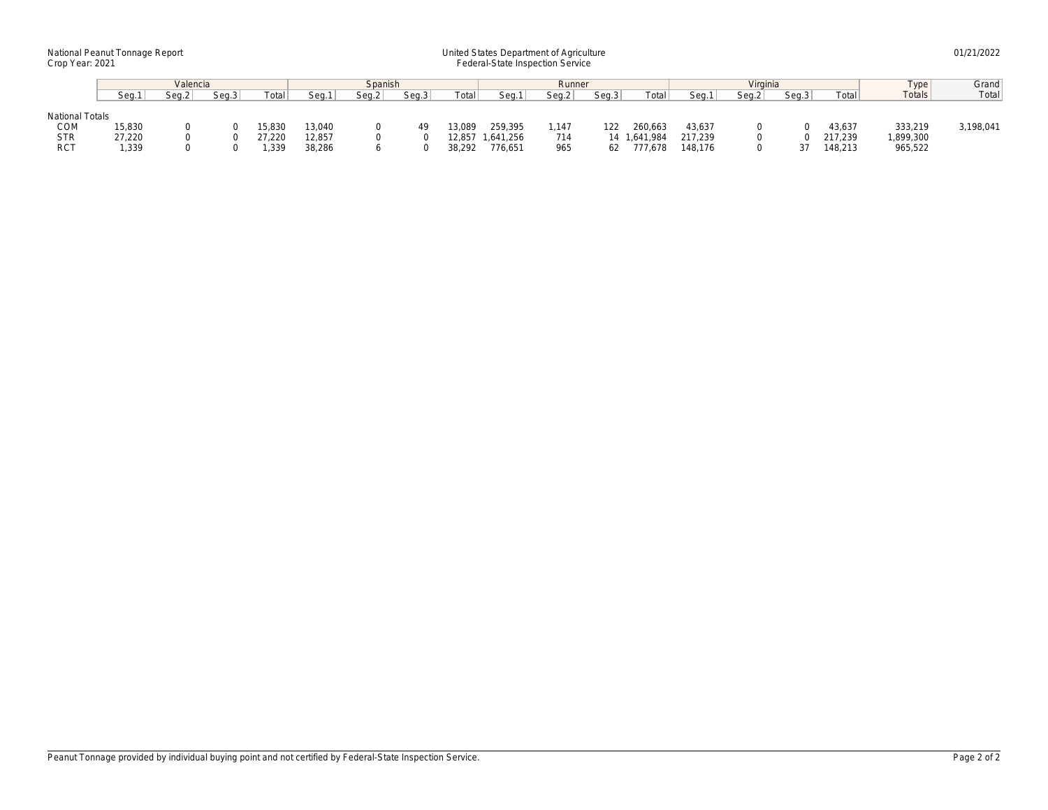National Peanut Tonnage Report
Crop Year: 2021

United States Department of Agriculture
Federal-State Inspection Service

01/21/2022

| | Valencia | | | | Spanish | | | | Runner | | | | Virginia | | | | Type | Grand |
|---|---|---|---|---|---|---|---|---|---|---|---|---|---|---|---|---|---|---|
| | Seg.1 | Seg.2 | Seg.3 | Total | Seg.1 | Seg.2 | Seg.3 | Total | Seg.1 | Seg.2 | Seg.3 | Total | Seg.1 | Seg.2 | Seg.3 | Total | Totals | Total |
| National Totals | | | | | | | | | | | | | | | | | | |
| COM | 15,830 | 0 | 0 | 15,830 | 13,040 | 0 | 49 | 13,089 | 259,395 | 1,147 | 122 | 260,663 | 43,637 | 0 | 0 | 43,637 | 333,219 | 3,198,041 |
| STR | 27,220 | 0 | 0 | 27,220 | 12,857 | 0 | 0 | 12,857 | 1,641,256 | 714 | 14 | 1,641,984 | 217,239 | 0 | 0 | 217,239 | 1,899,300 | |
| RCT | 1,339 | 0 | 0 | 1,339 | 38,286 | 6 | 0 | 38,292 | 776,651 | 965 | 62 | 777,678 | 148,176 | 0 | 37 | 148,213 | 965,522 | |

Peanut Tonnage provided by individual buying point and not certified by Federal-State Inspection Service.